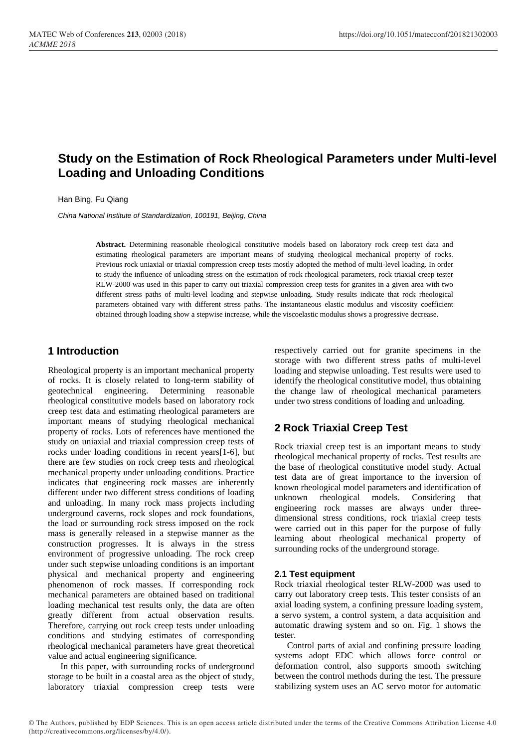# Study on the Estimation of Rock Rheological Parameters under Multi-level Loading and Unloading Conditions

Han Bing, Fu Qiang

*China National Institute of Standardization, 100191, Beijing, China*

**Abstract.** Determining reasonable rheological constitutive models based on laboratory rock creep test data and estimating rheological parameters are important means of studying rheological mechanical property of rocks. Previous rock uniaxial or triaxial compression creep tests mostly adopted the method of multi-level loading. In order to study the influence of unloading stress on the estimation of rock rheological parameters, rock triaxial creep tester RLW-2000 was used in this paper to carry out triaxial compression creep tests for granites in a given area with two different stress paths of multi-level loading and stepwise unloading. Study results indicate that rock rheological parameters obtained vary with different stress paths. The instantaneous elastic modulus and viscosity coefficient obtained through loading show a stepwise increase, while the viscoelastic modulus shows a progressive decrease.

## 1 Introduction

Rheological property is an important mechanical property of rocks. It is closely related to long-term stability of geotechnical engineering. Determining reasonable rheological constitutive models based on laboratory rock creep test data and estimating rheological parameters are important means of studying rheological mechanical property of rocks. Lots of references have mentioned the study on uniaxial and triaxial compression creep tests of rocks under loading conditions in recent years[1-6], but there are few studies on rock creep tests and rheological mechanical property under unloading conditions. Practice indicates that engineering rock masses are inherently different under two different stress conditions of loading and unloading. In many rock mass projects including underground caverns, rock slopes and rock foundations, the load or surrounding rock stress imposed on the rock mass is generally released in a stepwise manner as the construction progresses. It is always in the stress environment of progressive unloading. The rock creep under such stepwise unloading conditions is an important physical and mechanical property and engineering phenomenon of rock masses. If corresponding rock mechanical parameters are obtained based on traditional loading mechanical test results only, the data are often greatly different from actual observation results. Therefore, carrying out rock creep tests under unloading conditions and studying estimates of corresponding rheological mechanical parameters have great theoretical value and actual engineering significance.

In this paper, with surrounding rocks of underground storage to be built in a coastal area as the object of study, laboratory triaxial compression creep tests were respectively carried out for granite specimens in the storage with two different stress paths of multi-level loading and stepwise unloading. Test results were used to identify the rheological constitutive model, thus obtaining the change law of rheological mechanical parameters under two stress conditions of loading and unloading.

## 2 Rock Triaxial Creep Test

Rock triaxial creep test is an important means to study rheological mechanical property of rocks. Test results are the base of rheological constitutive model study. Actual test data are of great importance to the inversion of known rheological model parameters and identification of unknown rheological models. Considering that engineering rock masses are always under three-dimensional stress conditions, rock triaxial creep tests were carried out in this paper for the purpose of fully learning about rheological mechanical property of surrounding rocks of the underground storage.

### 2.1 Test equipment

Rock triaxial rheological tester RLW-2000 was used to carry out laboratory creep tests. This tester consists of an axial loading system, a confining pressure loading system, a servo system, a control system, a data acquisition and automatic drawing system and so on. Fig. 1 shows the tester.

Control parts of axial and confining pressure loading systems adopt EDC which allows force control or deformation control, also supports smooth switching between the control methods during the test. The pressure stabilizing system uses an AC servo motor for automatic

© The Authors, published by EDP Sciences. This is an open access article distributed under the terms of the Creative Commons Attribution License 4.0 (http://creativecommons.org/licenses/by/4.0/).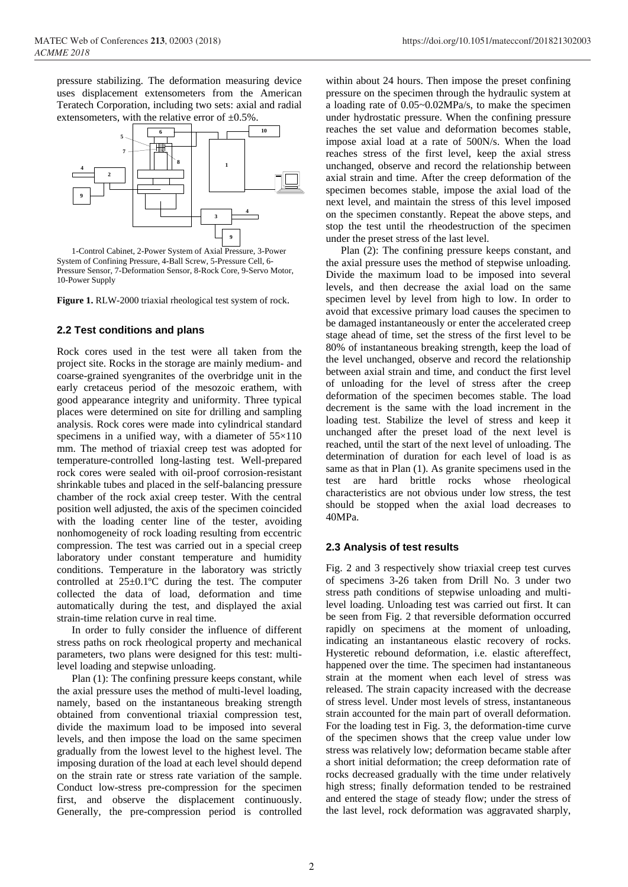pressure stabilizing. The deformation measuring device uses displacement extensometers from the American Teratech Corporation, including two sets: axial and radial extensometers, with the relative error of ±0.5%.

1-Control Cabinet, 2-Power System of Axial Pressure, 3-Power System of Confining Pressure, 4-Ball Screw, 5-Pressure Cell, 6-Pressure Sensor, 7-Deformation Sensor, 8-Rock Core, 9-Servo Motor, 10-Power Supply

**Figure 1.** RLW-2000 triaxial rheological test system of rock.

### 2.2 Test conditions and plans

Rock cores used in the test were all taken from the project site. Rocks in the storage are mainly medium- and coarse-grained syengranites of the overbridge unit in the early cretaceus period of the mesozoic erathem, with good appearance integrity and uniformity. Three typical places were determined on site for drilling and sampling analysis. Rock cores were made into cylindrical standard specimens in a unified way, with a diameter of 55×110 mm. The method of triaxial creep test was adopted for temperature-controlled long-lasting test. Well-prepared rock cores were sealed with oil-proof corrosion-resistant shrinkable tubes and placed in the self-balancing pressure chamber of the rock axial creep tester. With the central position well adjusted, the axis of the specimen coincided with the loading center line of the tester, avoiding nonhomogeneity of rock loading resulting from eccentric compression. The test was carried out in a special creep laboratory under constant temperature and humidity conditions. Temperature in the laboratory was strictly controlled at 25±0.1ºC during the test. The computer collected the data of load, deformation and time automatically during the test, and displayed the axial strain-time relation curve in real time.

In order to fully consider the influence of different stress paths on rock rheological property and mechanical parameters, two plans were designed for this test: multi-level loading and stepwise unloading.

Plan (1): The confining pressure keeps constant, while the axial pressure uses the method of multi-level loading, namely, based on the instantaneous breaking strength obtained from conventional triaxial compression test, divide the maximum load to be imposed into several levels, and then impose the load on the same specimen gradually from the lowest level to the highest level. The imposing duration of the load at each level should depend on the strain rate or stress rate variation of the sample. Conduct low-stress pre-compression for the specimen first, and observe the displacement continuously. Generally, the pre-compression period is controlled within about 24 hours. Then impose the preset confining pressure on the specimen through the hydraulic system at a loading rate of 0.05~0.02MPa/s, to make the specimen under hydrostatic pressure. When the confining pressure reaches the set value and deformation becomes stable, impose axial load at a rate of 500N/s. When the load reaches stress of the first level, keep the axial stress unchanged, observe and record the relationship between axial strain and time. After the creep deformation of the specimen becomes stable, impose the axial load of the next level, and maintain the stress of this level imposed on the specimen constantly. Repeat the above steps, and stop the test until the rheodestruction of the specimen under the preset stress of the last level.

Plan (2): The confining pressure keeps constant, and the axial pressure uses the method of stepwise unloading. Divide the maximum load to be imposed into several levels, and then decrease the axial load on the same specimen level by level from high to low. In order to avoid that excessive primary load causes the specimen to be damaged instantaneously or enter the accelerated creep stage ahead of time, set the stress of the first level to be 80% of instantaneous breaking strength, keep the load of the level unchanged, observe and record the relationship between axial strain and time, and conduct the first level of unloading for the level of stress after the creep deformation of the specimen becomes stable. The load decrement is the same with the load increment in the loading test. Stabilize the level of stress and keep it unchanged after the preset load of the next level is reached, until the start of the next level of unloading. The determination of duration for each level of load is as same as that in Plan (1). As granite specimens used in the test are hard brittle rocks whose rheological characteristics are not obvious under low stress, the test should be stopped when the axial load decreases to 40MPa.

### 2.3 Analysis of test results

Fig. 2 and 3 respectively show triaxial creep test curves of specimens 3-26 taken from Drill No. 3 under two stress path conditions of stepwise unloading and multi-level loading. Unloading test was carried out first. It can be seen from Fig. 2 that reversible deformation occurred rapidly on specimens at the moment of unloading, indicating an instantaneous elastic recovery of rocks. Hysteretic rebound deformation, i.e. elastic aftereffect, happened over the time. The specimen had instantaneous strain at the moment when each level of stress was released. The strain capacity increased with the decrease of stress level. Under most levels of stress, instantaneous strain accounted for the main part of overall deformation. For the loading test in Fig. 3, the deformation-time curve of the specimen shows that the creep value under low stress was relatively low; deformation became stable after a short initial deformation; the creep deformation rate of rocks decreased gradually with the time under relatively high stress; finally deformation tended to be restrained and entered the stage of steady flow; under the stress of the last level, rock deformation was aggravated sharply,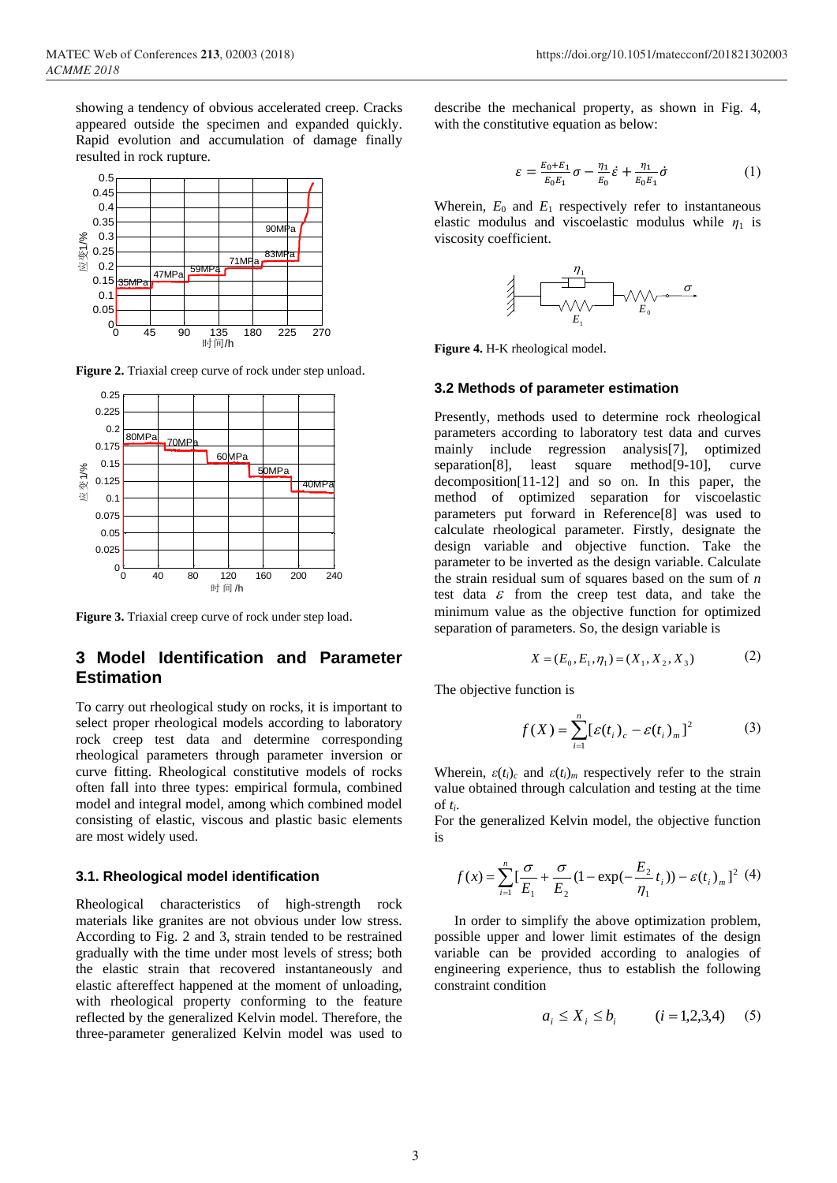showing a tendency of obvious accelerated creep. Cracks appeared outside the specimen and expanded quickly. Rapid evolution and accumulation of damage finally resulted in rock rupture.

0.5
0.45
0.4
0.35
0.3
0.25
0.2
0.15
0.1
0.05
0
应变1/%
0 45 90 135 180 225 270
时间/h
35MPa
47MPa
59MPa
71MPa
83MPa
90MPa

**Figure 2.** Triaxial creep curve of rock under step unload.

0.25
0.225
0.2
0.175
0.15
0.125
0.1
0.075
0.05
0.025
0
应变1/%
0 40 80 120 160 200 240
时间/h
80MPa
70MPa
60MPa
50MPa
40MPa

**Figure 3.** Triaxial creep curve of rock under step load.

## 3 Model Identification and Parameter Estimation

To carry out rheological study on rocks, it is important to select proper rheological models according to laboratory rock creep test data and determine corresponding rheological parameters through parameter inversion or curve fitting. Rheological constitutive models of rocks often fall into three types: empirical formula, combined model and integral model, among which combined model consisting of elastic, viscous and plastic basic elements are most widely used.

### 3.1. Rheological model identification

Rheological characteristics of high-strength rock materials like granites are not obvious under low stress. According to Fig. 2 and 3, strain tended to be restrained gradually with the time under most levels of stress; both the elastic strain that recovered instantaneously and elastic aftereffect happened at the moment of unloading, with rheological property conforming to the feature reflected by the generalized Kelvin model. Therefore, the three-parameter generalized Kelvin model was used to describe the mechanical property, as shown in Fig. 4, with the constitutive equation as below:

$$\varepsilon = \frac{E_0+E_1}{E_0E_1}\sigma - \frac{\eta_1}{E_0}\dot{\varepsilon} + \frac{\eta_1}{E_0E_1}\dot{\sigma} \quad (1)$$

Wherein, $E_0$ and $E_1$ respectively refer to instantaneous elastic modulus and viscoelastic modulus while $\eta_1$ is viscosity coefficient.

$\eta_1$
$E_1$
$E_0$
$\sigma$

**Figure 4.** H-K rheological model.

### 3.2 Methods of parameter estimation

Presently, methods used to determine rock rheological parameters according to laboratory test data and curves mainly include regression analysis[7], optimized separation[8], least square method[9-10], curve decomposition[11-12] and so on. In this paper, the method of optimized separation for viscoelastic parameters put forward in Reference[8] was used to calculate rheological parameter. Firstly, designate the design variable and objective function. Take the parameter to be inverted as the design variable. Calculate the strain residual sum of squares based on the sum of $n$ test data $\varepsilon$ from the creep test data, and take the minimum value as the objective function for optimized separation of parameters. So, the design variable is

$$X = (E_0, E_1, \eta_1) = (X_1, X_2, X_3) \quad (2)$$

The objective function is

$$f(X) = \sum_{i=1}^{n}[\varepsilon(t_i)_c - \varepsilon(t_i)_m]^2 \quad (3)$$

Wherein, $\varepsilon(t_i)_c$ and $\varepsilon(t_i)_m$ respectively refer to the strain value obtained through calculation and testing at the time of $t_i$.

For the generalized Kelvin model, the objective function is

$$f(x) = \sum_{i=1}^{n}[\frac{\sigma}{E_1} + \frac{\sigma}{E_2}(1-\exp(-\frac{E_2}{\eta_1}t_i)) - \varepsilon(t_i)_m]^2 \quad (4)$$

In order to simplify the above optimization problem, possible upper and lower limit estimates of the design variable can be provided according to analogies of engineering experience, thus to establish the following constraint condition

$$a_i \le X_i \le b_i \qquad (i = 1,2,3,4) \quad (5)$$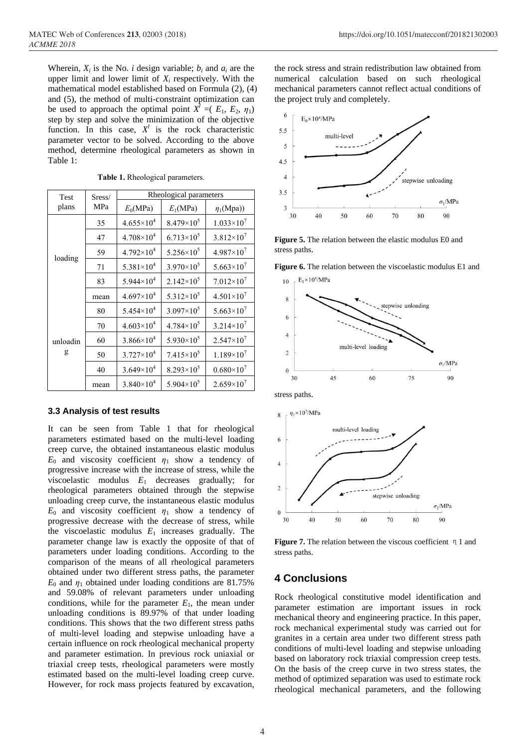Wherein, $X_i$ is the No. $i$ design variable; $b_i$ and $a_i$ are the upper limit and lower limit of $X_i$ respectively. With the mathematical model established based on Formula (2), (4) and (5), the method of multi-constraint optimization can be used to approach the optimal point $X^l$ =( $E_1$, $E_2$, $\eta_1$) step by step and solve the minimization of the objective function. In this case, $X^l$ is the rock characteristic parameter vector to be solved. According to the above method, determine rheological parameters as shown in Table 1:

**Table 1.** Rheological parameters.

| Test plans | Sress/ MPa | Rheological parameters | | |
|---|---|---|---|---|
| | | $E_0$(MPa) | $E_1$(MPa) | $\eta_1$(Mpa)) |
| loading | 35 | $4.655\times10^4$ | $8.479\times10^5$ | $1.033\times10^7$ |
| | 47 | $4.708\times10^4$ | $6.713\times10^5$ | $3.812\times10^7$ |
| | 59 | $4.792\times10^4$ | $5.256\times10^5$ | $4.987\times10^7$ |
| | 71 | $5.381\times10^4$ | $3.970\times10^5$ | $5.663\times10^7$ |
| | 83 | $5.944\times10^4$ | $2.142\times10^5$ | $7.012\times10^7$ |
| | mean | $4.697\times10^4$ | $5.312\times10^5$ | $4.501\times10^7$ |
| unloading | 80 | $5.454\times10^4$ | $3.097\times10^5$ | $5.663\times10^7$ |
| | 70 | $4.603\times10^4$ | $4.784\times10^5$ | $3.214\times10^7$ |
| | 60 | $3.866\times10^4$ | $5.930\times10^5$ | $2.547\times10^7$ |
| | 50 | $3.727\times10^4$ | $7.415\times10^5$ | $1.189\times10^7$ |
| | 40 | $3.649\times10^4$ | $8.293\times10^5$ | $0.680\times10^7$ |
| | mean | $3.840\times10^4$ | $5.904\times10^5$ | $2.659\times10^7$ |

### 3.3 Analysis of test results

It can be seen from Table 1 that for rheological parameters estimated based on the multi-level loading creep curve, the obtained instantaneous elastic modulus $E_0$ and viscosity coefficient $\eta_1$ show a tendency of progressive increase with the increase of stress, while the viscoelastic modulus $E_1$ decreases gradually; for rheological parameters obtained through the stepwise unloading creep curve, the instantaneous elastic modulus $E_0$ and viscosity coefficient $\eta_1$ show a tendency of progressive decrease with the decrease of stress, while the viscoelastic modulus $E_1$ increases gradually. The parameter change law is exactly the opposite of that of parameters under loading conditions. According to the comparison of the means of all rheological parameters obtained under two different stress paths, the parameter $E_0$ and $\eta_1$ obtained under loading conditions are 81.75% and 59.08% of relevant parameters under unloading conditions, while for the parameter $E_1$, the mean under unloading conditions is 89.97% of that under loading conditions. This shows that the two different stress paths of multi-level loading and stepwise unloading have a certain influence on rock rheological mechanical property and parameter estimation. In previous rock uniaxial or triaxial creep tests, rheological parameters were mostly estimated based on the multi-level loading creep curve. However, for rock mass projects featured by excavation, the rock stress and strain redistribution law obtained from numerical calculation based on such rheological mechanical parameters cannot reflect actual conditions of the project truly and completely.

$E_0\times10^4$/MPa
multi-level
stepwise unloading
$\sigma_1$/MPa
6
5.5
5
4.5
4
3.5
3
30 40 50 60 70 80 90

**Figure 5.** The relation between the elastic modulus E0 and stress paths.

$E_1\times10^5$/MPa
stepwise unloading
multi-level loading
$\sigma_1$/MPa
10
8
6
4
2
0
30 45 60 75 90

**Figure 6.** The relation between the viscoelastic modulus E1 and stress paths.

$\eta_1\times10^7$/MPa
multi-level loading
stepwise unloading
$\sigma_1$/MPa
8
6
4
2
0
30 40 50 60 70 80 90

**Figure 7.** The relation between the viscous coefficient η1 and stress paths.

## 4 Conclusions

Rock rheological constitutive model identification and parameter estimation are important issues in rock mechanical theory and engineering practice. In this paper, rock mechanical experimental study was carried out for granites in a certain area under two different stress path conditions of multi-level loading and stepwise unloading based on laboratory rock triaxial compression creep tests. On the basis of the creep curve in two stress states, the method of optimized separation was used to estimate rock rheological mechanical parameters, and the following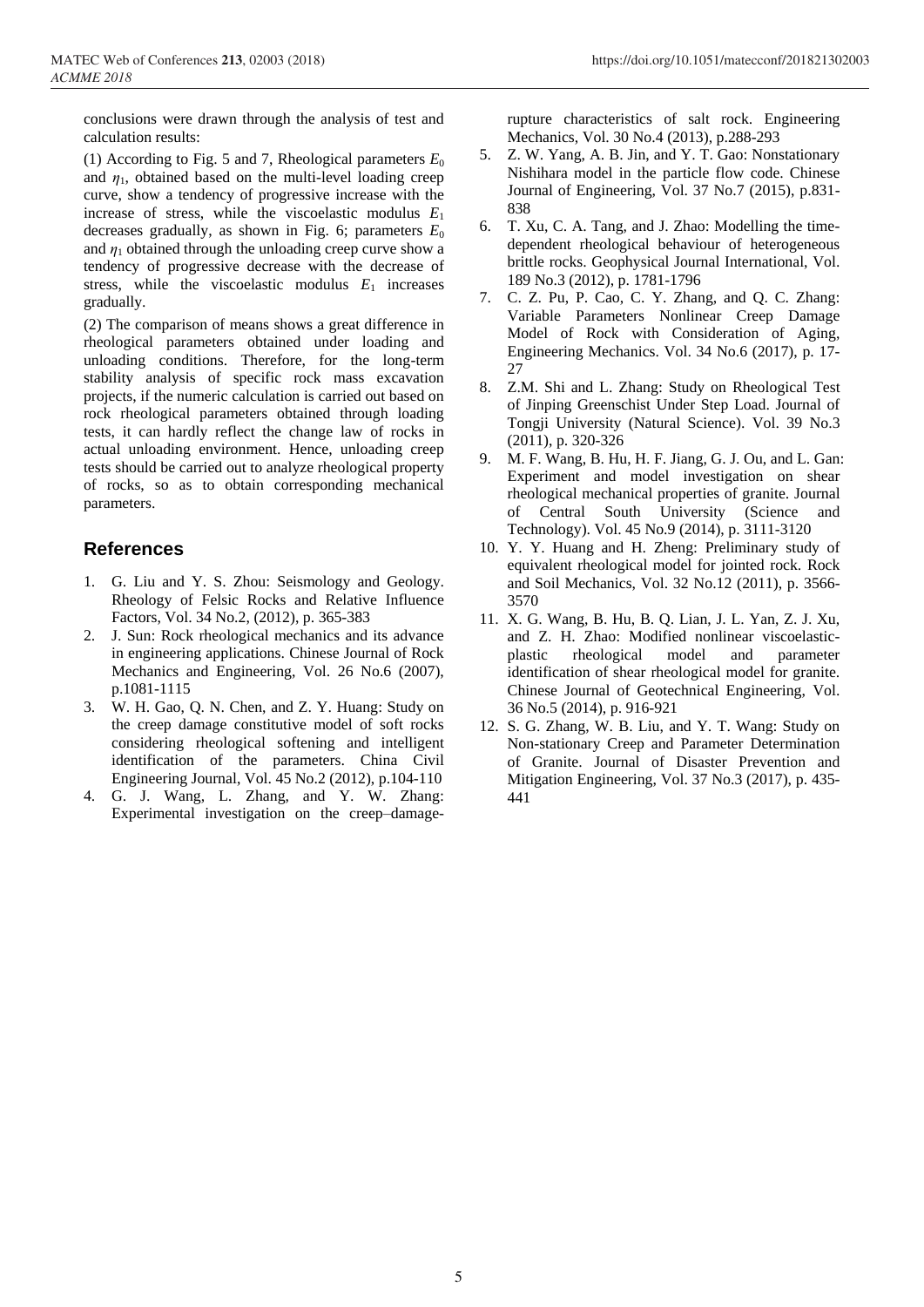conclusions were drawn through the analysis of test and calculation results:

(1) According to Fig. 5 and 7, Rheological parameters $E_0$ and $\eta_1$, obtained based on the multi-level loading creep curve, show a tendency of progressive increase with the increase of stress, while the viscoelastic modulus $E_1$ decreases gradually, as shown in Fig. 6; parameters $E_0$ and $\eta_1$ obtained through the unloading creep curve show a tendency of progressive decrease with the decrease of stress, while the viscoelastic modulus $E_1$ increases gradually.

(2) The comparison of means shows a great difference in rheological parameters obtained under loading and unloading conditions. Therefore, for the long-term stability analysis of specific rock mass excavation projects, if the numeric calculation is carried out based on rock rheological parameters obtained through loading tests, it can hardly reflect the change law of rocks in actual unloading environment. Hence, unloading creep tests should be carried out to analyze rheological property of rocks, so as to obtain corresponding mechanical parameters.

## References

1. G. Liu and Y. S. Zhou: Seismology and Geology. Rheology of Felsic Rocks and Relative Influence Factors, Vol. 34 No.2, (2012), p. 365-383
2. J. Sun: Rock rheological mechanics and its advance in engineering applications. Chinese Journal of Rock Mechanics and Engineering, Vol. 26 No.6 (2007), p.1081-1115
3. W. H. Gao, Q. N. Chen, and Z. Y. Huang: Study on the creep damage constitutive model of soft rocks considering rheological softening and intelligent identification of the parameters. China Civil Engineering Journal, Vol. 45 No.2 (2012), p.104-110
4. G. J. Wang, L. Zhang, and Y. W. Zhang: Experimental investigation on the creep–damage-rupture characteristics of salt rock. Engineering Mechanics, Vol. 30 No.4 (2013), p.288-293
5. Z. W. Yang, A. B. Jin, and Y. T. Gao: Nonstationary Nishihara model in the particle flow code. Chinese Journal of Engineering, Vol. 37 No.7 (2015), p.831-838
6. T. Xu, C. A. Tang, and J. Zhao: Modelling the time-dependent rheological behaviour of heterogeneous brittle rocks. Geophysical Journal International, Vol. 189 No.3 (2012), p. 1781-1796
7. C. Z. Pu, P. Cao, C. Y. Zhang, and Q. C. Zhang: Variable Parameters Nonlinear Creep Damage Model of Rock with Consideration of Aging, Engineering Mechanics. Vol. 34 No.6 (2017), p. 17-27
8. Z.M. Shi and L. Zhang: Study on Rheological Test of Jinping Greenschist Under Step Load. Journal of Tongji University (Natural Science). Vol. 39 No.3 (2011), p. 320-326
9. M. F. Wang, B. Hu, H. F. Jiang, G. J. Ou, and L. Gan: Experiment and model investigation on shear rheological mechanical properties of granite. Journal of Central South University (Science and Technology). Vol. 45 No.9 (2014), p. 3111-3120
10. Y. Y. Huang and H. Zheng: Preliminary study of equivalent rheological model for jointed rock. Rock and Soil Mechanics, Vol. 32 No.12 (2011), p. 3566-3570
11. X. G. Wang, B. Hu, B. Q. Lian, J. L. Yan, Z. J. Xu, and Z. H. Zhao: Modified nonlinear viscoelastic-plastic rheological model and parameter identification of shear rheological model for granite. Chinese Journal of Geotechnical Engineering, Vol. 36 No.5 (2014), p. 916-921
12. S. G. Zhang, W. B. Liu, and Y. T. Wang: Study on Non-stationary Creep and Parameter Determination of Granite. Journal of Disaster Prevention and Mitigation Engineering, Vol. 37 No.3 (2017), p. 435-441